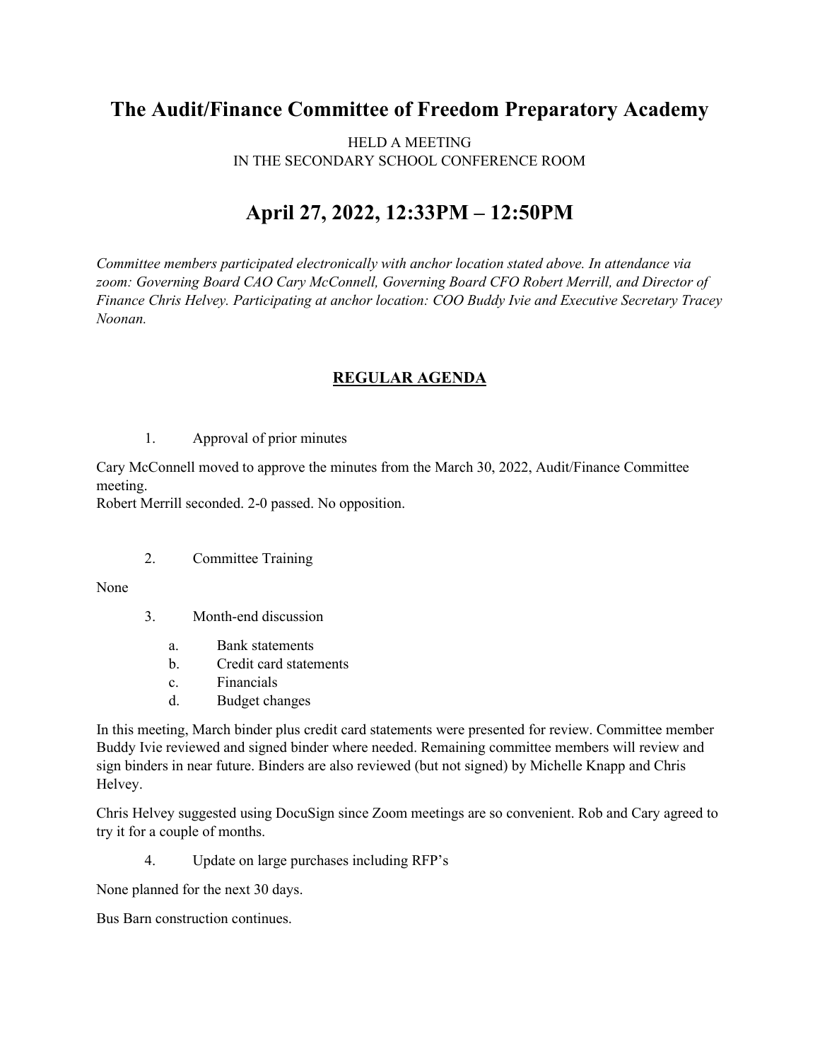# The Audit/Finance Committee of Freedom Preparatory Academy

HELD A MEETING
IN THE SECONDARY SCHOOL CONFERENCE ROOM

# April 27, 2022, 12:33PM – 12:50PM

*Committee members participated electronically with anchor location stated above. In attendance via zoom: Governing Board CAO Cary McConnell, Governing Board CFO Robert Merrill, and Director of Finance Chris Helvey. Participating at anchor location: COO Buddy Ivie and Executive Secretary Tracey Noonan.*

## **REGULAR AGENDA**

1. Approval of prior minutes

Cary McConnell moved to approve the minutes from the March 30, 2022, Audit/Finance Committee meeting.
Robert Merrill seconded. 2-0 passed. No opposition.

2. Committee Training

None

3. Month-end discussion
   a. Bank statements
   b. Credit card statements
   c. Financials
   d. Budget changes

In this meeting, March binder plus credit card statements were presented for review. Committee member Buddy Ivie reviewed and signed binder where needed. Remaining committee members will review and sign binders in near future. Binders are also reviewed (but not signed) by Michelle Knapp and Chris Helvey.

Chris Helvey suggested using DocuSign since Zoom meetings are so convenient. Rob and Cary agreed to try it for a couple of months.

4. Update on large purchases including RFP's

None planned for the next 30 days.

Bus Barn construction continues.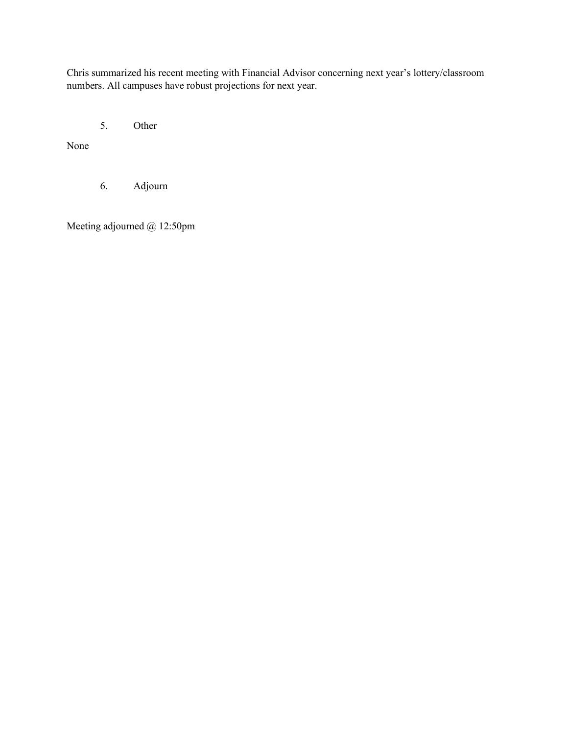Chris summarized his recent meeting with Financial Advisor concerning next year's lottery/classroom numbers. All campuses have robust projections for next year.

5. Other

None

6. Adjourn

Meeting adjourned @ 12:50pm